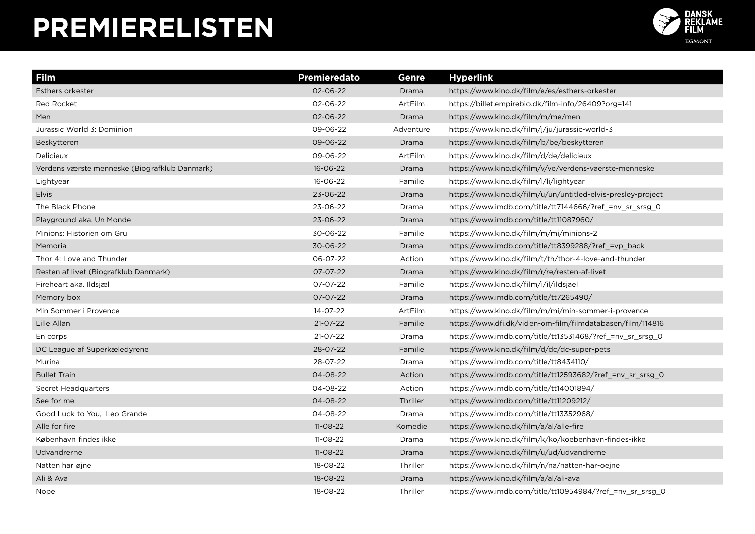# PREMIERELISTEN

| Film | Premieredato | Genre | Hyperlink |
|---|---|---|---|
| Esthers orkester | 02-06-22 | Drama | https://www.kino.dk/film/e/es/esthers-orkester |
| Red Rocket | 02-06-22 | ArtFilm | https://billet.empirebio.dk/film-info/26409?org=141 |
| Men | 02-06-22 | Drama | https://www.kino.dk/film/m/me/men |
| Jurassic World 3: Dominion | 09-06-22 | Adventure | https://www.kino.dk/film/j/ju/jurassic-world-3 |
| Beskytteren | 09-06-22 | Drama | https://www.kino.dk/film/b/be/beskytteren |
| Delicieux | 09-06-22 | ArtFilm | https://www.kino.dk/film/d/de/delicieux |
| Verdens værste menneske (Biografklub Danmark) | 16-06-22 | Drama | https://www.kino.dk/film/v/ve/verdens-vaerste-menneske |
| Lightyear | 16-06-22 | Familie | https://www.kino.dk/film/l/li/lightyear |
| Elvis | 23-06-22 | Drama | https://www.kino.dk/film/u/un/untitled-elvis-presley-project |
| The Black Phone | 23-06-22 | Drama | https://www.imdb.com/title/tt7144666/?ref_=nv_sr_srsg_0 |
| Playground aka. Un Monde | 23-06-22 | Drama | https://www.imdb.com/title/tt11087960/ |
| Minions: Historien om Gru | 30-06-22 | Familie | https://www.kino.dk/film/m/mi/minions-2 |
| Memoria | 30-06-22 | Drama | https://www.imdb.com/title/tt8399288/?ref_=vp_back |
| Thor 4: Love and Thunder | 06-07-22 | Action | https://www.kino.dk/film/t/th/thor-4-love-and-thunder |
| Resten af livet (Biografklub Danmark) | 07-07-22 | Drama | https://www.kino.dk/film/r/re/resten-af-livet |
| Fireheart aka. Ildsjæl | 07-07-22 | Familie | https://www.kino.dk/film/i/il/ildsjael |
| Memory box | 07-07-22 | Drama | https://www.imdb.com/title/tt7265490/ |
| Min Sommer i Provence | 14-07-22 | ArtFilm | https://www.kino.dk/film/m/mi/min-sommer-i-provence |
| Lille Allan | 21-07-22 | Familie | https://www.dfi.dk/viden-om-film/filmdatabasen/film/114816 |
| En corps | 21-07-22 | Drama | https://www.imdb.com/title/tt13531468/?ref_=nv_sr_srsg_0 |
| DC League af Superkæledyrene | 28-07-22 | Familie | https://www.kino.dk/film/d/dc/dc-super-pets |
| Murina | 28-07-22 | Drama | https://www.imdb.com/title/tt8434110/ |
| Bullet Train | 04-08-22 | Action | https://www.imdb.com/title/tt12593682/?ref_=nv_sr_srsg_0 |
| Secret Headquarters | 04-08-22 | Action | https://www.imdb.com/title/tt14001894/ |
| See for me | 04-08-22 | Thriller | https://www.imdb.com/title/tt11209212/ |
| Good Luck to You, Leo Grande | 04-08-22 | Drama | https://www.imdb.com/title/tt13352968/ |
| Alle for fire | 11-08-22 | Komedie | https://www.kino.dk/film/a/al/alle-fire |
| København findes ikke | 11-08-22 | Drama | https://www.kino.dk/film/k/ko/koebenhavn-findes-ikke |
| Udvandrerne | 11-08-22 | Drama | https://www.kino.dk/film/u/ud/udvandrerne |
| Natten har øjne | 18-08-22 | Thriller | https://www.kino.dk/film/n/na/natten-har-oejne |
| Ali & Ava | 18-08-22 | Drama | https://www.kino.dk/film/a/al/ali-ava |
| Nope | 18-08-22 | Thriller | https://www.imdb.com/title/tt10954984/?ref_=nv_sr_srsg_0 |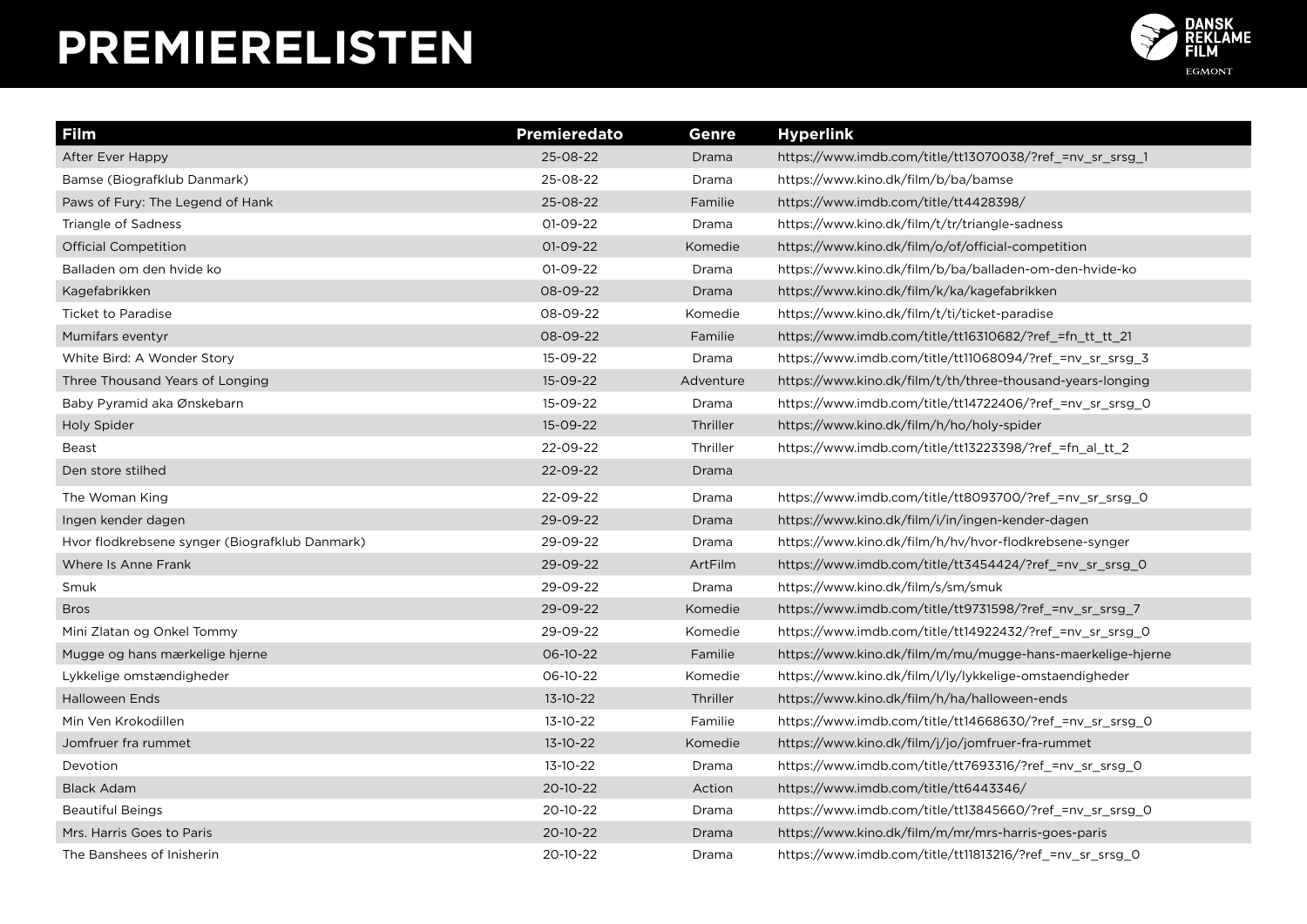# PREMIERELISTEN

| Film | Premieredato | Genre | Hyperlink |
|---|---|---|---|
| After Ever Happy | 25-08-22 | Drama | https://www.imdb.com/title/tt13070038/?ref_=nv_sr_srsg_1 |
| Bamse (Biografklub Danmark) | 25-08-22 | Drama | https://www.kino.dk/film/b/ba/bamse |
| Paws of Fury: The Legend of Hank | 25-08-22 | Familie | https://www.imdb.com/title/tt4428398/ |
| Triangle of Sadness | 01-09-22 | Drama | https://www.kino.dk/film/t/tr/triangle-sadness |
| Official Competition | 01-09-22 | Komedie | https://www.kino.dk/film/o/of/official-competition |
| Balladen om den hvide ko | 01-09-22 | Drama | https://www.kino.dk/film/b/ba/balladen-om-den-hvide-ko |
| Kagefabrikken | 08-09-22 | Drama | https://www.kino.dk/film/k/ka/kagefabrikken |
| Ticket to Paradise | 08-09-22 | Komedie | https://www.kino.dk/film/t/ti/ticket-paradise |
| Mumifars eventyr | 08-09-22 | Familie | https://www.imdb.com/title/tt16310682/?ref_=fn_tt_tt_21 |
| White Bird: A Wonder Story | 15-09-22 | Drama | https://www.imdb.com/title/tt11068094/?ref_=nv_sr_srsg_3 |
| Three Thousand Years of Longing | 15-09-22 | Adventure | https://www.kino.dk/film/t/th/three-thousand-years-longing |
| Baby Pyramid aka Ønskebarn | 15-09-22 | Drama | https://www.imdb.com/title/tt14722406/?ref_=nv_sr_srsg_0 |
| Holy Spider | 15-09-22 | Thriller | https://www.kino.dk/film/h/ho/holy-spider |
| Beast | 22-09-22 | Thriller | https://www.imdb.com/title/tt13223398/?ref_=fn_al_tt_2 |
| Den store stilhed | 22-09-22 | Drama | |
| The Woman King | 22-09-22 | Drama | https://www.imdb.com/title/tt8093700/?ref_=nv_sr_srsg_0 |
| Ingen kender dagen | 29-09-22 | Drama | https://www.kino.dk/film/i/in/ingen-kender-dagen |
| Hvor flodkrebsene synger (Biografklub Danmark) | 29-09-22 | Drama | https://www.kino.dk/film/h/hv/hvor-flodkrebsene-synger |
| Where Is Anne Frank | 29-09-22 | ArtFilm | https://www.imdb.com/title/tt3454424/?ref_=nv_sr_srsg_0 |
| Smuk | 29-09-22 | Drama | https://www.kino.dk/film/s/sm/smuk |
| Bros | 29-09-22 | Komedie | https://www.imdb.com/title/tt9731598/?ref_=nv_sr_srsg_7 |
| Mini Zlatan og Onkel Tommy | 29-09-22 | Komedie | https://www.imdb.com/title/tt14922432/?ref_=nv_sr_srsg_0 |
| Mugge og hans mærkelige hjerne | 06-10-22 | Familie | https://www.kino.dk/film/m/mu/mugge-hans-maerkelige-hjerne |
| Lykkelige omstændigheder | 06-10-22 | Komedie | https://www.kino.dk/film/l/ly/lykkelige-omstaendigheder |
| Halloween Ends | 13-10-22 | Thriller | https://www.kino.dk/film/h/ha/halloween-ends |
| Min Ven Krokodillen | 13-10-22 | Familie | https://www.imdb.com/title/tt14668630/?ref_=nv_sr_srsg_0 |
| Jomfruer fra rummet | 13-10-22 | Komedie | https://www.kino.dk/film/j/jo/jomfruer-fra-rummet |
| Devotion | 13-10-22 | Drama | https://www.imdb.com/title/tt7693316/?ref_=nv_sr_srsg_0 |
| Black Adam | 20-10-22 | Action | https://www.imdb.com/title/tt6443346/ |
| Beautiful Beings | 20-10-22 | Drama | https://www.imdb.com/title/tt13845660/?ref_=nv_sr_srsg_0 |
| Mrs. Harris Goes to Paris | 20-10-22 | Drama | https://www.kino.dk/film/m/mr/mrs-harris-goes-paris |
| The Banshees of Inisherin | 20-10-22 | Drama | https://www.imdb.com/title/tt11813216/?ref_=nv_sr_srsg_0 |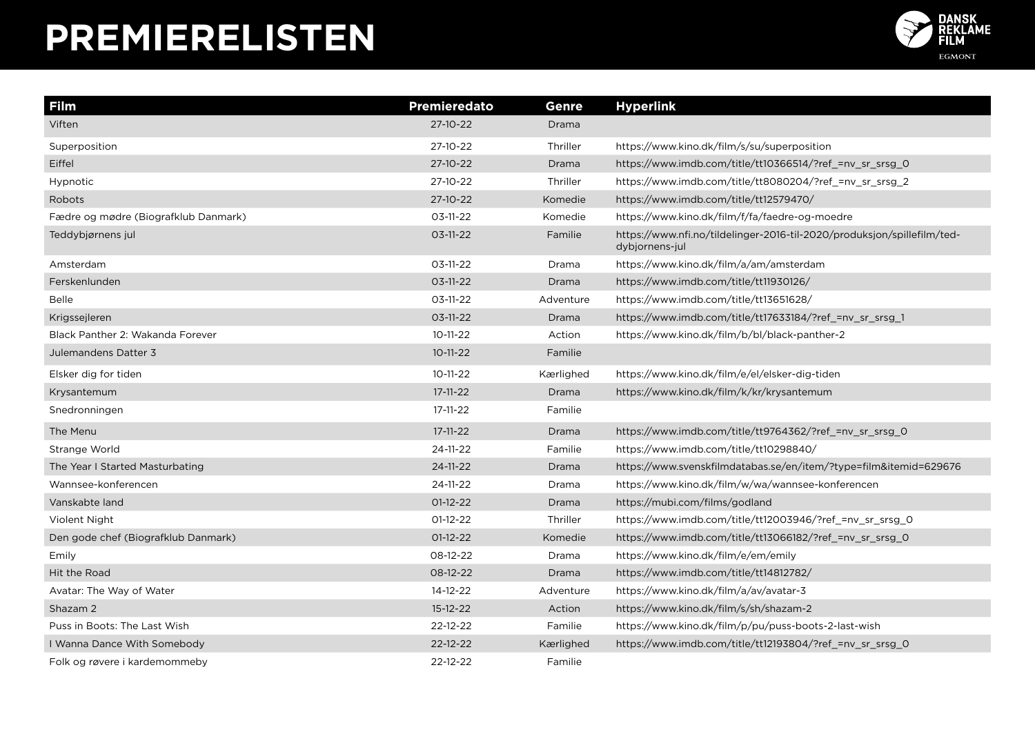# PREMIERELISTEN

| Film | Premieredato | Genre | Hyperlink |
|---|---|---|---|
| Viften | 27-10-22 | Drama | |
| Superposition | 27-10-22 | Thriller | https://www.kino.dk/film/s/su/superposition |
| Eiffel | 27-10-22 | Drama | https://www.imdb.com/title/tt10366514/?ref_=nv_sr_srsg_0 |
| Hypnotic | 27-10-22 | Thriller | https://www.imdb.com/title/tt8080204/?ref_=nv_sr_srsg_2 |
| Robots | 27-10-22 | Komedie | https://www.imdb.com/title/tt12579470/ |
| Fædre og mødre (Biografklub Danmark) | 03-11-22 | Komedie | https://www.kino.dk/film/f/fa/faedre-og-moedre |
| Teddybjørnens jul | 03-11-22 | Familie | https://www.nfi.no/tildelinger-2016-til-2020/produksjon/spillefilm/ted-dybjornens-jul |
| Amsterdam | 03-11-22 | Drama | https://www.kino.dk/film/a/am/amsterdam |
| Ferskenlunden | 03-11-22 | Drama | https://www.imdb.com/title/tt11930126/ |
| Belle | 03-11-22 | Adventure | https://www.imdb.com/title/tt13651628/ |
| Krigssejleren | 03-11-22 | Drama | https://www.imdb.com/title/tt17633184/?ref_=nv_sr_srsg_1 |
| Black Panther 2: Wakanda Forever | 10-11-22 | Action | https://www.kino.dk/film/b/bl/black-panther-2 |
| Julemandens Datter 3 | 10-11-22 | Familie | |
| Elsker dig for tiden | 10-11-22 | Kærlighed | https://www.kino.dk/film/e/el/elsker-dig-tiden |
| Krysantemum | 17-11-22 | Drama | https://www.kino.dk/film/k/kr/krysantemum |
| Snedronningen | 17-11-22 | Familie | |
| The Menu | 17-11-22 | Drama | https://www.imdb.com/title/tt9764362/?ref_=nv_sr_srsg_0 |
| Strange World | 24-11-22 | Familie | https://www.imdb.com/title/tt10298840/ |
| The Year I Started Masturbating | 24-11-22 | Drama | https://www.svenskfilmdatabas.se/en/item/?type=film&itemid=629676 |
| Wannsee-konferencen | 24-11-22 | Drama | https://www.kino.dk/film/w/wa/wannsee-konferencen |
| Vanskabte land | 01-12-22 | Drama | https://mubi.com/films/godland |
| Violent Night | 01-12-22 | Thriller | https://www.imdb.com/title/tt12003946/?ref_=nv_sr_srsg_0 |
| Den gode chef (Biografklub Danmark) | 01-12-22 | Komedie | https://www.imdb.com/title/tt13066182/?ref_=nv_sr_srsg_0 |
| Emily | 08-12-22 | Drama | https://www.kino.dk/film/e/em/emily |
| Hit the Road | 08-12-22 | Drama | https://www.imdb.com/title/tt14812782/ |
| Avatar: The Way of Water | 14-12-22 | Adventure | https://www.kino.dk/film/a/av/avatar-3 |
| Shazam 2 | 15-12-22 | Action | https://www.kino.dk/film/s/sh/shazam-2 |
| Puss in Boots: The Last Wish | 22-12-22 | Familie | https://www.kino.dk/film/p/pu/puss-boots-2-last-wish |
| I Wanna Dance With Somebody | 22-12-22 | Kærlighed | https://www.imdb.com/title/tt12193804/?ref_=nv_sr_srsg_0 |
| Folk og røvere i kardemommeby | 22-12-22 | Familie | |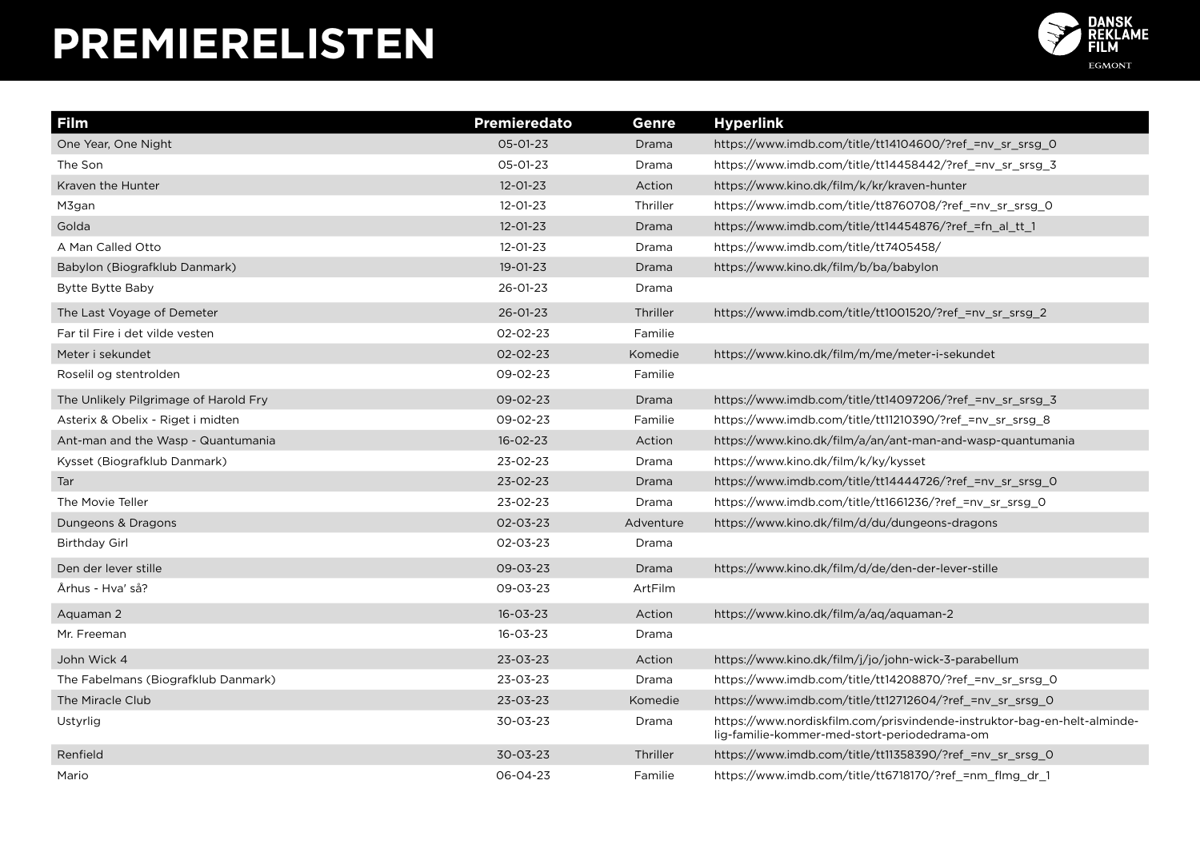# PREMIERELISTEN

| Film | Premieredato | Genre | Hyperlink |
|---|---|---|---|
| One Year, One Night | 05-01-23 | Drama | https://www.imdb.com/title/tt14104600/?ref_=nv_sr_srsg_0 |
| The Son | 05-01-23 | Drama | https://www.imdb.com/title/tt14458442/?ref_=nv_sr_srsg_3 |
| Kraven the Hunter | 12-01-23 | Action | https://www.kino.dk/film/k/kr/kraven-hunter |
| M3gan | 12-01-23 | Thriller | https://www.imdb.com/title/tt8760708/?ref_=nv_sr_srsg_0 |
| Golda | 12-01-23 | Drama | https://www.imdb.com/title/tt14454876/?ref_=fn_al_tt_1 |
| A Man Called Otto | 12-01-23 | Drama | https://www.imdb.com/title/tt7405458/ |
| Babylon (Biografklub Danmark) | 19-01-23 | Drama | https://www.kino.dk/film/b/ba/babylon |
| Bytte Bytte Baby | 26-01-23 | Drama | |
| The Last Voyage of Demeter | 26-01-23 | Thriller | https://www.imdb.com/title/tt1001520/?ref_=nv_sr_srsg_2 |
| Far til Fire i det vilde vesten | 02-02-23 | Familie | |
| Meter i sekundet | 02-02-23 | Komedie | https://www.kino.dk/film/m/me/meter-i-sekundet |
| Roselil og stentrolden | 09-02-23 | Familie | |
| The Unlikely Pilgrimage of Harold Fry | 09-02-23 | Drama | https://www.imdb.com/title/tt14097206/?ref_=nv_sr_srsg_3 |
| Asterix & Obelix - Riget i midten | 09-02-23 | Familie | https://www.imdb.com/title/tt11210390/?ref_=nv_sr_srsg_8 |
| Ant-man and the Wasp - Quantumania | 16-02-23 | Action | https://www.kino.dk/film/a/an/ant-man-and-wasp-quantumania |
| Kysset (Biografklub Danmark) | 23-02-23 | Drama | https://www.kino.dk/film/k/ky/kysset |
| Tar | 23-02-23 | Drama | https://www.imdb.com/title/tt14444726/?ref_=nv_sr_srsg_0 |
| The Movie Teller | 23-02-23 | Drama | https://www.imdb.com/title/tt1661236/?ref_=nv_sr_srsg_0 |
| Dungeons & Dragons | 02-03-23 | Adventure | https://www.kino.dk/film/d/du/dungeons-dragons |
| Birthday Girl | 02-03-23 | Drama | |
| Den der lever stille | 09-03-23 | Drama | https://www.kino.dk/film/d/de/den-der-lever-stille |
| Århus - Hva' så? | 09-03-23 | ArtFilm | |
| Aquaman 2 | 16-03-23 | Action | https://www.kino.dk/film/a/aq/aquaman-2 |
| Mr. Freeman | 16-03-23 | Drama | |
| John Wick 4 | 23-03-23 | Action | https://www.kino.dk/film/j/jo/john-wick-3-parabellum |
| The Fabelmans (Biografklub Danmark) | 23-03-23 | Drama | https://www.imdb.com/title/tt14208870/?ref_=nv_sr_srsg_0 |
| The Miracle Club | 23-03-23 | Komedie | https://www.imdb.com/title/tt12712604/?ref_=nv_sr_srsg_0 |
| Ustyrlig | 30-03-23 | Drama | https://www.nordiskfilm.com/prisvindende-instruktor-bag-en-helt-alminde-lig-familie-kommer-med-stort-periodedrama-om |
| Renfield | 30-03-23 | Thriller | https://www.imdb.com/title/tt11358390/?ref_=nv_sr_srsg_0 |
| Mario | 06-04-23 | Familie | https://www.imdb.com/title/tt6718170/?ref_=nm_flmg_dr_1 |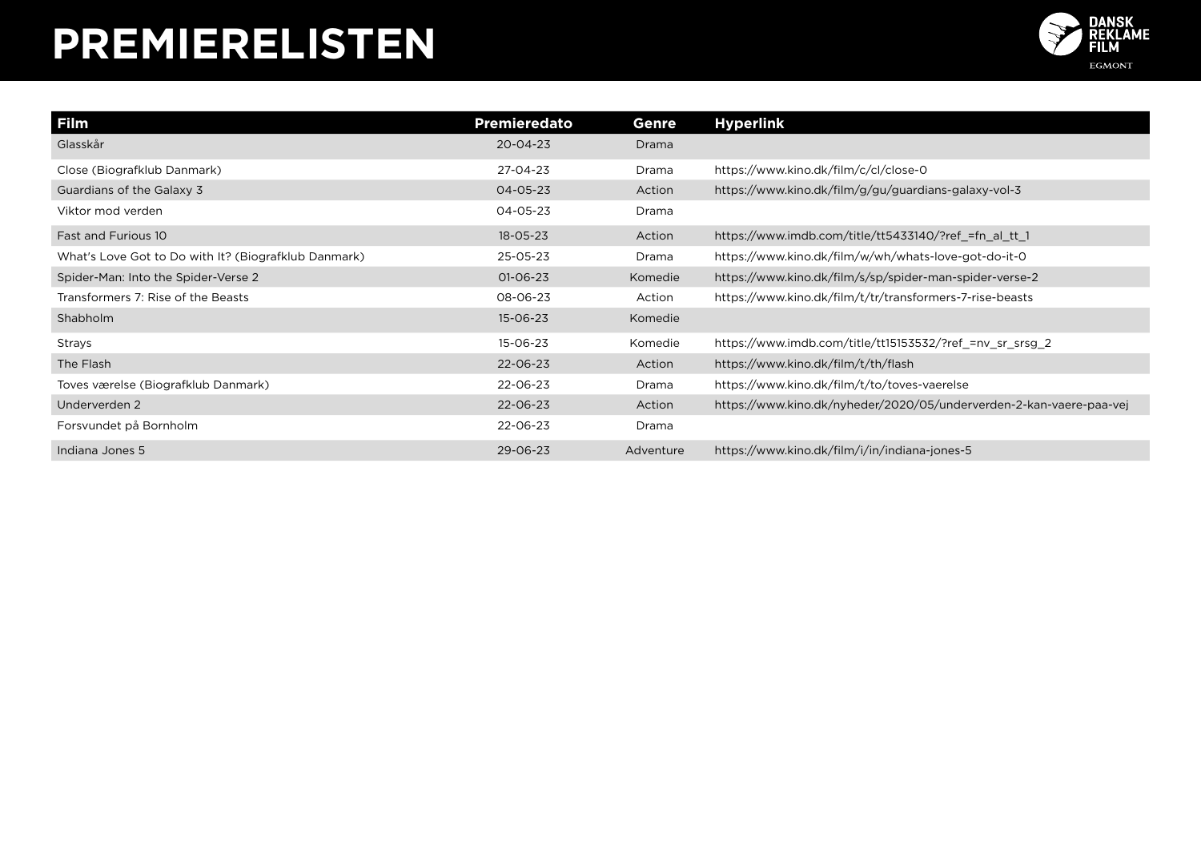# PREMIERELISTEN

| Film | Premieredato | Genre | Hyperlink |
|---|---|---|---|
| Glasskår | 20-04-23 | Drama | |
| Close (Biografklub Danmark) | 27-04-23 | Drama | https://www.kino.dk/film/c/cl/close-0 |
| Guardians of the Galaxy 3 | 04-05-23 | Action | https://www.kino.dk/film/g/gu/guardians-galaxy-vol-3 |
| Viktor mod verden | 04-05-23 | Drama | |
| Fast and Furious 10 | 18-05-23 | Action | https://www.imdb.com/title/tt5433140/?ref_=fn_al_tt_1 |
| What's Love Got to Do with It? (Biografklub Danmark) | 25-05-23 | Drama | https://www.kino.dk/film/w/wh/whats-love-got-do-it-0 |
| Spider-Man: Into the Spider-Verse 2 | 01-06-23 | Komedie | https://www.kino.dk/film/s/sp/spider-man-spider-verse-2 |
| Transformers 7: Rise of the Beasts | 08-06-23 | Action | https://www.kino.dk/film/t/tr/transformers-7-rise-beasts |
| Shabholm | 15-06-23 | Komedie | |
| Strays | 15-06-23 | Komedie | https://www.imdb.com/title/tt15153532/?ref_=nv_sr_srsg_2 |
| The Flash | 22-06-23 | Action | https://www.kino.dk/film/t/th/flash |
| Toves værelse (Biografklub Danmark) | 22-06-23 | Drama | https://www.kino.dk/film/t/to/toves-vaerelse |
| Underverden 2 | 22-06-23 | Action | https://www.kino.dk/nyheder/2020/05/underverden-2-kan-vaere-paa-vej |
| Forsvundet på Bornholm | 22-06-23 | Drama | |
| Indiana Jones 5 | 29-06-23 | Adventure | https://www.kino.dk/film/i/in/indiana-jones-5 |